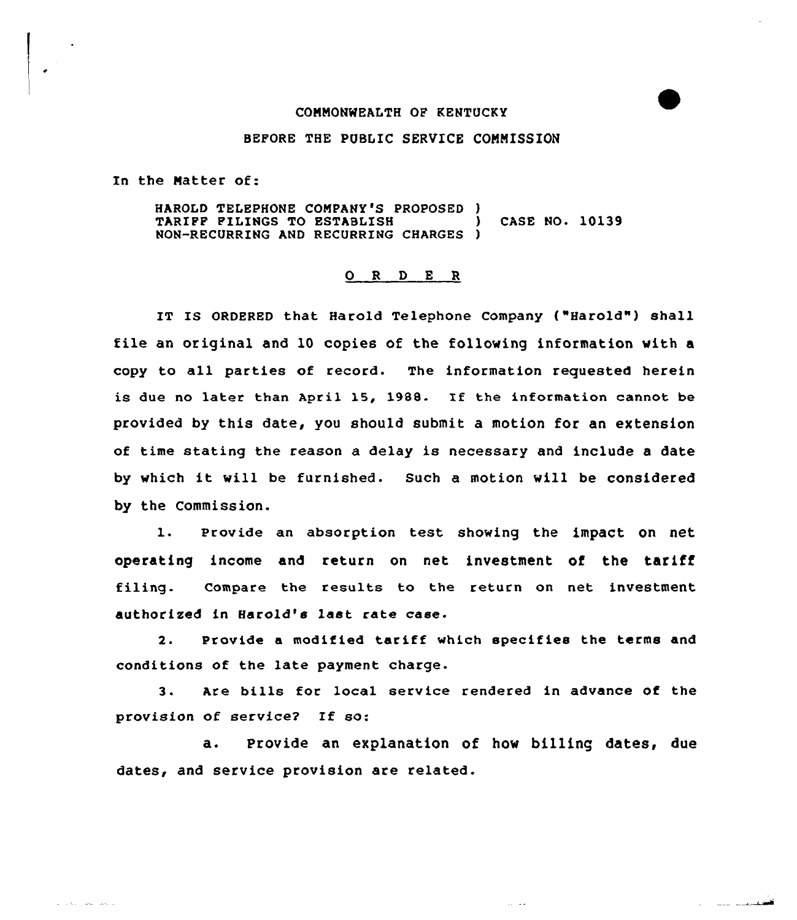COMMONWEALTH OF KENTUCKY

BEFORE THE PUBLIC SERVICE COMMISSION

In the Matter of:

HAROLD TELEPHONE COMPANY'S PROPOSED ) TARIFF FILINGS TO ESTABLISH ) CASE NO. 10139 NON-RECURRING AND RECURRING CHARGES )

## O R D E R

IT IS ORDERED that Harold Telephone Company ("Harold") shall file an original and 10 copies of the following information with a copy to all parties of record. The information requested herein is due no later than April 15, 1988. If the information cannot be provided by this date, you should submit a motion for an extension of time stating the reason a delay is necessary and include a date by which it will be furnished. Such a motion will be considered by the Commission.

1. Provide an absorption test showing the impact on net operating income and return on net investment of the tariff filing. Compare the results to the return on net investment authorized in Harold's last rate case.

2. Provide a modified tariff which specifies the terms and conditions of the late payment charge.

3. Are bills for local service rendered in advance of the provision of service? If so:

   a. Provide an explanation of how billing dates, due dates, and service provision are related.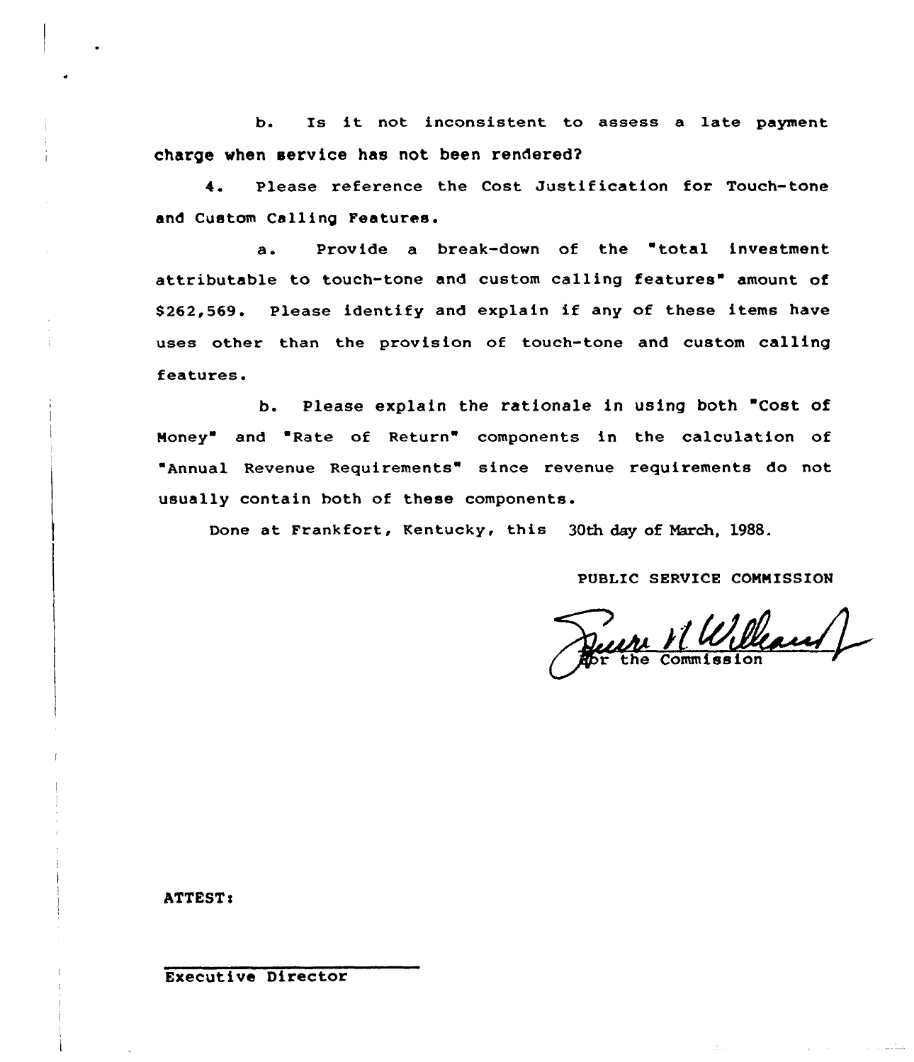b. Is it not inconsistent to assess a late payment charge when service has not been rendered?

4. Please reference the Cost Justification for Touch-tone and Custom Calling Features.

a. Provide a break-down of the "total investment attributable to touch-tone and custom calling features" amount of $262,569. Please identify and explain if any of these items have uses other than the provision of touch-tone and custom calling features.

b. Please explain the rationale in using both "Cost of Money" and "Rate of Return" components in the calculation of "Annual Revenue Requirements" since revenue requirements do not usually contain both of these components.

Done at Frankfort, Kentucky, this 30th day of March, 1988.

PUBLIC SERVICE COMMISSION

For the Commission

ATTEST:

Executive Director